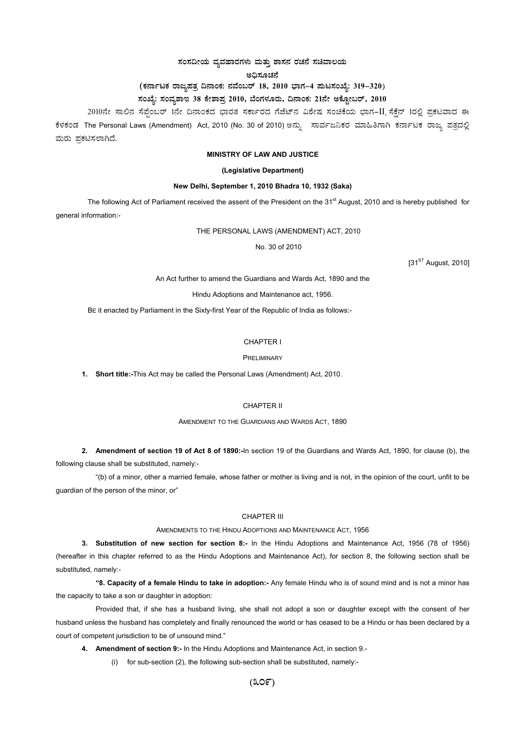**ಸಂಸದೀಯ ವ್ಯವಹಾರಗಳು ಮತ್ತು ಶಾಸನ ರಚನೆ ಸಚಿವಾಲಯ**

**ಅಧಿಸೂಚನೆ**

**(ಕರ್ನಾಟಕ ರಾಜ್ಯಪತ್ರ ದಿನಾಂಕ: ನವೆಂಬರ್ 18, 2010 ಭಾಗ–4 ಪುಟಸಂಖ್ಯೆ: 319–320)**

**ಸಂಖ್ಯೆ: ಸಂವ್ಯಶಾಇ 38 ಕೇಶಾಪ್ರ 2010, ಬೆಂಗಳೂರು, ದಿನಾಂಕ: 21ನೇ ಅಕ್ಟೋಬರ್, 2010**

2010ನೇ ಸಾಲಿನ ಸೆಪ್ಟೆಂಬರ್ 1ನೇ ದಿನಾಂಕದ ಭಾರತ ಸರ್ಕಾರದ ಗೆಜೆಟ್‌ನ ವಿಶೇಷ ಸಂಚಿಕೆಯ ಭಾಗ–II ಸೆಕ್ಷನ್ 1ರಲ್ಲಿ ಪ್ರಕಟವಾದ ಈ ಕೆಳಕಂಡ The Personal Laws (Amendment) Act, 2010 (No. 30 of 2010) ಅನ್ನು ಸಾರ್ವಜನಿಕರ ಮಾಹಿತಿಗಾಗಿ ಕರ್ನಾಟಕ ರಾಜ್ಯ ಪತ್ರದಲ್ಲಿ ಮರು ಪ್ರಕಟಿಸಲಾಗಿದೆ.

**MINISTRY OF LAW AND JUSTICE**

**(Legislative Department)**

**New Delhi, September 1, 2010 Bhadra 10, 1932 (Saka)**

The following Act of Parliament received the assent of the President on the 31st August, 2010 and is hereby published for general information:-

THE PERSONAL LAWS (AMENDMENT) ACT, 2010

No. 30 of 2010

[31ST August, 2010]

An Act further to amend the Guardians and Wards Act, 1890 and the Hindu Adoptions and Maintenance act, 1956.

BE it enacted by Parliament in the Sixty-first Year of the Republic of India as follows:-

CHAPTER I

PRELIMINARY

**1. Short title:-**This Act may be called the Personal Laws (Amendment) Act, 2010.

CHAPTER II

AMENDMENT TO THE GUARDIANS AND WARDS ACT, 1890

**2. Amendment of section 19 of Act 8 of 1890:-**In section 19 of the Guardians and Wards Act, 1890, for clause (b), the following clause shall be substituted, namely:-

"(b) of a minor, other a married female, whose father or mother is living and is not, in the opinion of the court, unfit to be guardian of the person of the minor, or"

CHAPTER III

AMENDMENTS TO THE HINDU ADOPTIONS AND MAINTENANCE ACT, 1956

**3. Substitution of new section for section 8:-** In the Hindu Adoptions and Maintenance Act, 1956 (78 of 1956) (hereafter in this chapter referred to as the Hindu Adoptions and Maintenance Act), for section 8, the following section shall be substituted, namely:-

**"8. Capacity of a female Hindu to take in adoption:-** Any female Hindu who is of sound mind and is not a minor has the capacity to take a son or daughter in adoption:

Provided that, if she has a husband living, she shall not adopt a son or daughter except with the consent of her husband unless the husband has completely and finally renounced the world or has ceased to be a Hindu or has been declared by a court of competent jurisdiction to be of unsound mind."

**4. Amendment of section 9:-** In the Hindu Adoptions and Maintenance Act, in section 9.-

(i) for sub-section (2), the following sub-section shall be substituted, namely:-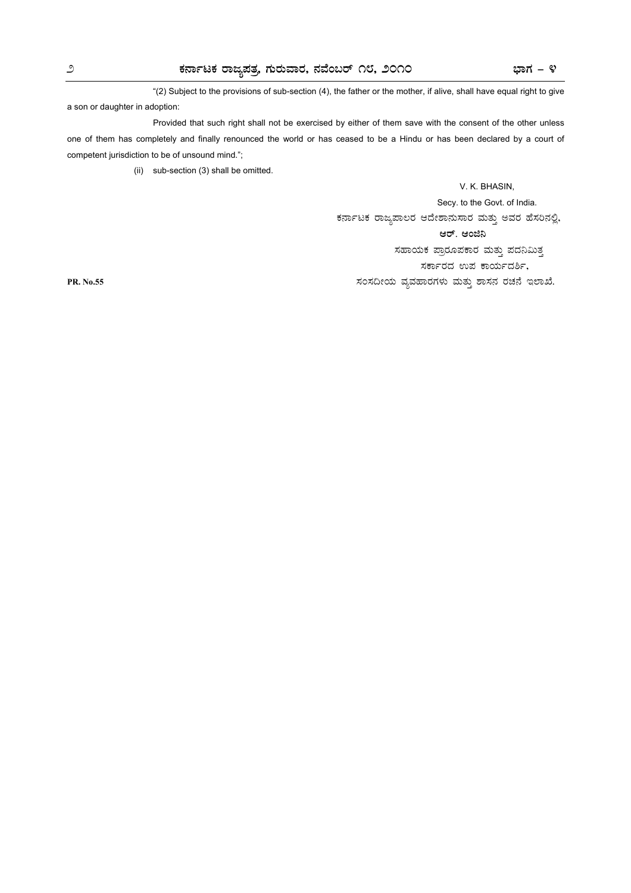"(2) Subject to the provisions of sub-section (4), the father or the mother, if alive, shall have equal right to give a son or daughter in adoption:

Provided that such right shall not be exercised by either of them save with the consent of the other unless one of them has completely and finally renounced the world or has ceased to be a Hindu or has been declared by a court of competent jurisdiction to be of unsound mind.";

(ii) sub-section (3) shall be omitted.

V. K. BHASIN,

Secy. to the Govt. of India.

ಕರ್ನಾಟಕ ರಾಜ್ಯಪಾಲರ ಆದೇಶಾನುಸಾರ ಮತ್ತು ಅವರ ಹೆಸರಿನಲ್ಲಿ,

**ಆರ್. ಆಂಜಿನಿ**

ಸಹಾಯಕ ಪ್ರಾರೂಪಕಾರ ಮತ್ತು ಪದನಿಮಿತ್ತ

ಸರ್ಕಾರದ ಉಪ ಕಾರ್ಯದರ್ಶಿ,

ಸಂಸದೀಯ ವ್ಯವಹಾರಗಳು ಮತ್ತು ಶಾಸನ ರಚನೆ ಇಲಾಖೆ.

**PR. No.55**